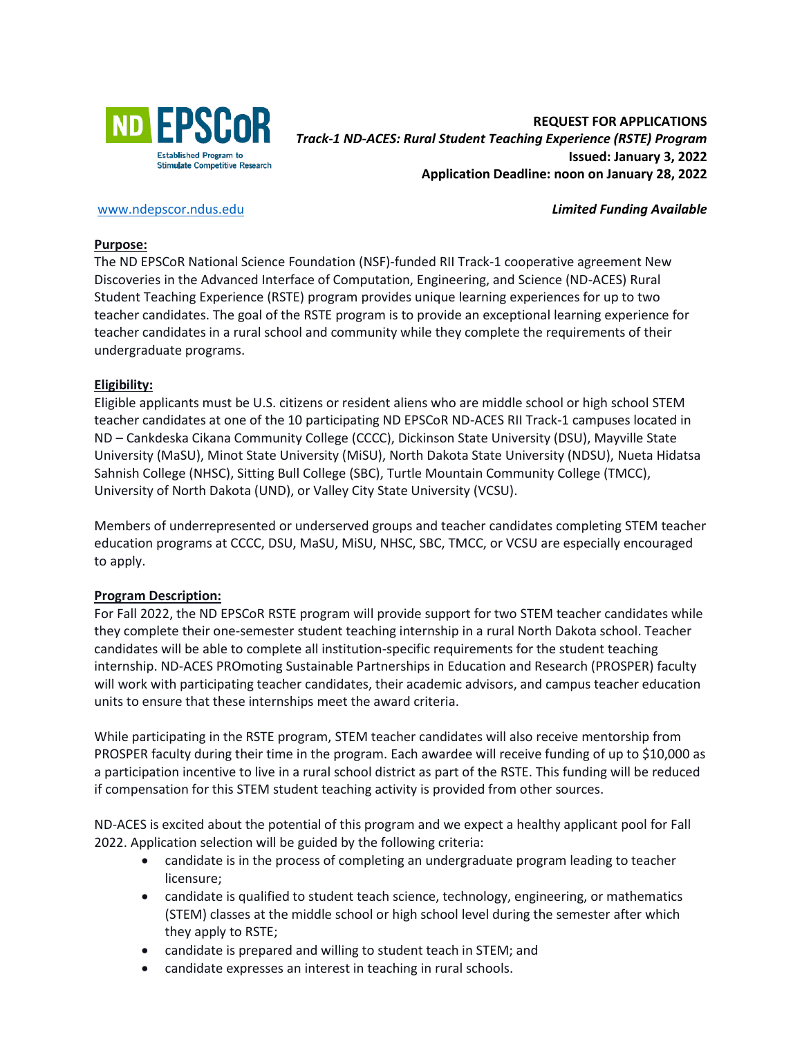ND EPSCoR
Established Program to Stimulate Competitive Research

**REQUEST FOR APPLICATIONS**
***Track-1 ND-ACES: Rural Student Teaching Experience (RSTE) Program***
**Issued: January 3, 2022**
**Application Deadline: noon on January 28, 2022**

www.ndepscor.ndus.edu

***Limited Funding Available***

**Purpose:**

The ND EPSCoR National Science Foundation (NSF)-funded RII Track-1 cooperative agreement New Discoveries in the Advanced Interface of Computation, Engineering, and Science (ND-ACES) Rural Student Teaching Experience (RSTE) program provides unique learning experiences for up to two teacher candidates. The goal of the RSTE program is to provide an exceptional learning experience for teacher candidates in a rural school and community while they complete the requirements of their undergraduate programs.

**Eligibility:**

Eligible applicants must be U.S. citizens or resident aliens who are middle school or high school STEM teacher candidates at one of the 10 participating ND EPSCoR ND-ACES RII Track-1 campuses located in ND – Cankdeska Cikana Community College (CCCC), Dickinson State University (DSU), Mayville State University (MaSU), Minot State University (MiSU), North Dakota State University (NDSU), Nueta Hidatsa Sahnish College (NHSC), Sitting Bull College (SBC), Turtle Mountain Community College (TMCC), University of North Dakota (UND), or Valley City State University (VCSU).

Members of underrepresented or underserved groups and teacher candidates completing STEM teacher education programs at CCCC, DSU, MaSU, MiSU, NHSC, SBC, TMCC, or VCSU are especially encouraged to apply.

**Program Description:**

For Fall 2022, the ND EPSCoR RSTE program will provide support for two STEM teacher candidates while they complete their one-semester student teaching internship in a rural North Dakota school. Teacher candidates will be able to complete all institution-specific requirements for the student teaching internship. ND-ACES PROmoting Sustainable Partnerships in Education and Research (PROSPER) faculty will work with participating teacher candidates, their academic advisors, and campus teacher education units to ensure that these internships meet the award criteria.

While participating in the RSTE program, STEM teacher candidates will also receive mentorship from PROSPER faculty during their time in the program. Each awardee will receive funding of up to $10,000 as a participation incentive to live in a rural school district as part of the RSTE. This funding will be reduced if compensation for this STEM student teaching activity is provided from other sources.

ND-ACES is excited about the potential of this program and we expect a healthy applicant pool for Fall 2022. Application selection will be guided by the following criteria:

- candidate is in the process of completing an undergraduate program leading to teacher licensure;
- candidate is qualified to student teach science, technology, engineering, or mathematics (STEM) classes at the middle school or high school level during the semester after which they apply to RSTE;
- candidate is prepared and willing to student teach in STEM; and
- candidate expresses an interest in teaching in rural schools.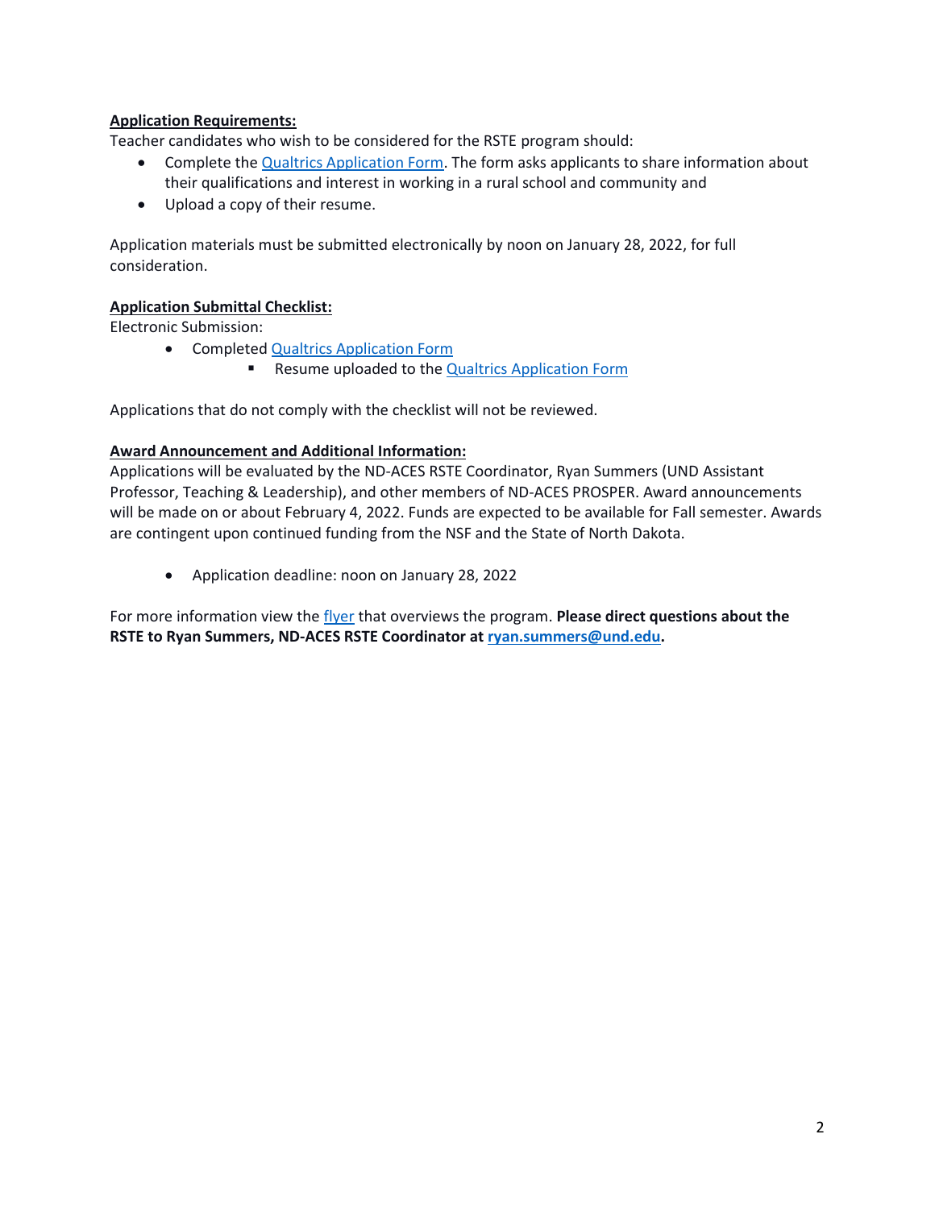**Application Requirements:**

Teacher candidates who wish to be considered for the RSTE program should:

- Complete the Qualtrics Application Form. The form asks applicants to share information about their qualifications and interest in working in a rural school and community and
- Upload a copy of their resume.

Application materials must be submitted electronically by noon on January 28, 2022, for full consideration.

**Application Submittal Checklist:**

Electronic Submission:

- Completed Qualtrics Application Form
    - Resume uploaded to the Qualtrics Application Form

Applications that do not comply with the checklist will not be reviewed.

**Award Announcement and Additional Information:**

Applications will be evaluated by the ND-ACES RSTE Coordinator, Ryan Summers (UND Assistant Professor, Teaching & Leadership), and other members of ND-ACES PROSPER. Award announcements will be made on or about February 4, 2022. Funds are expected to be available for Fall semester. Awards are contingent upon continued funding from the NSF and the State of North Dakota.

- Application deadline: noon on January 28, 2022

For more information view the flyer that overviews the program. **Please direct questions about the RSTE to Ryan Summers, ND-ACES RSTE Coordinator at ryan.summers@und.edu.**